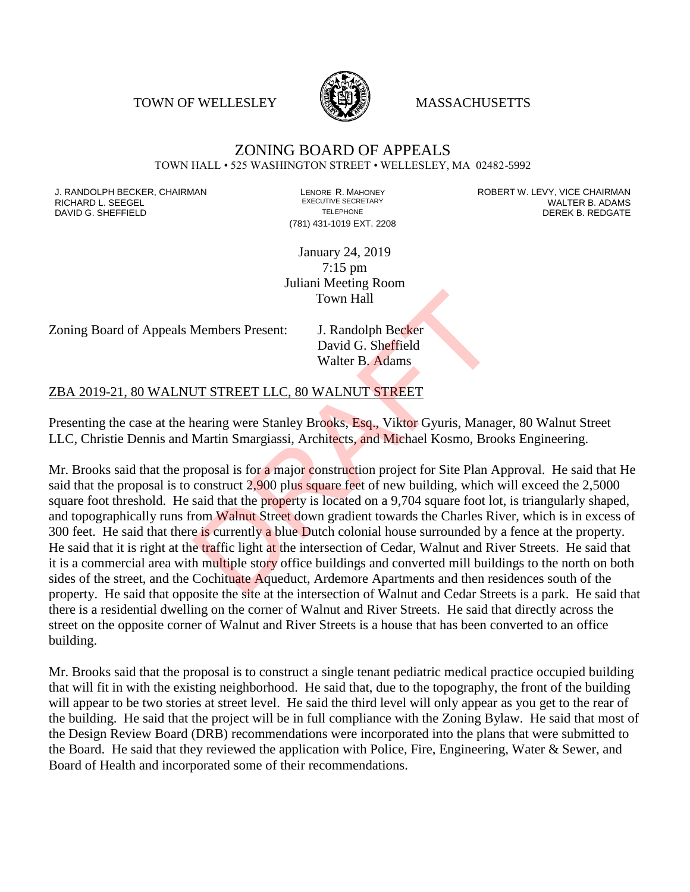TOWN OF WELLESLEY MASSACHUSETTS

# ZONING BOARD OF APPEALS

TOWN HALL • 525 WASHINGTON STREET • WELLESLEY, MA 02482-5992

J. RANDOLPH BECKER, CHAIRMAN
RICHARD L. SEEGEL
DAVID G. SHEFFIELD

LENORE R. MAHONEY
EXECUTIVE SECRETARY
TELEPHONE
(781) 431-1019 EXT. 2208

ROBERT W. LEVY, VICE CHAIRMAN
WALTER B. ADAMS
DEREK B. REDGATE

January 24, 2019
7:15 pm
Juliani Meeting Room
Town Hall

Zoning Board of Appeals Members Present: J. Randolph Becker
David G. Sheffield
Walter B. Adams

ZBA 2019-21, 80 WALNUT STREET LLC, 80 WALNUT STREET

Presenting the case at the hearing were Stanley Brooks, Esq., Viktor Gyuris, Manager, 80 Walnut Street LLC, Christie Dennis and Martin Smargiassi, Architects, and Michael Kosmo, Brooks Engineering.

Mr. Brooks said that the proposal is for a major construction project for Site Plan Approval. He said that He said that the proposal is to construct 2,900 plus square feet of new building, which will exceed the 2,5000 square foot threshold. He said that the property is located on a 9,704 square foot lot, is triangularly shaped, and topographically runs from Walnut Street down gradient towards the Charles River, which is in excess of 300 feet. He said that there is currently a blue Dutch colonial house surrounded by a fence at the property. He said that it is right at the traffic light at the intersection of Cedar, Walnut and River Streets. He said that it is a commercial area with multiple story office buildings and converted mill buildings to the north on both sides of the street, and the Cochituate Aqueduct, Ardemore Apartments and then residences south of the property. He said that opposite the site at the intersection of Walnut and Cedar Streets is a park. He said that there is a residential dwelling on the corner of Walnut and River Streets. He said that directly across the street on the opposite corner of Walnut and River Streets is a house that has been converted to an office building.

Mr. Brooks said that the proposal is to construct a single tenant pediatric medical practice occupied building that will fit in with the existing neighborhood. He said that, due to the topography, the front of the building will appear to be two stories at street level. He said the third level will only appear as you get to the rear of the building. He said that the project will be in full compliance with the Zoning Bylaw. He said that most of the Design Review Board (DRB) recommendations were incorporated into the plans that were submitted to the Board. He said that they reviewed the application with Police, Fire, Engineering, Water & Sewer, and Board of Health and incorporated some of their recommendations.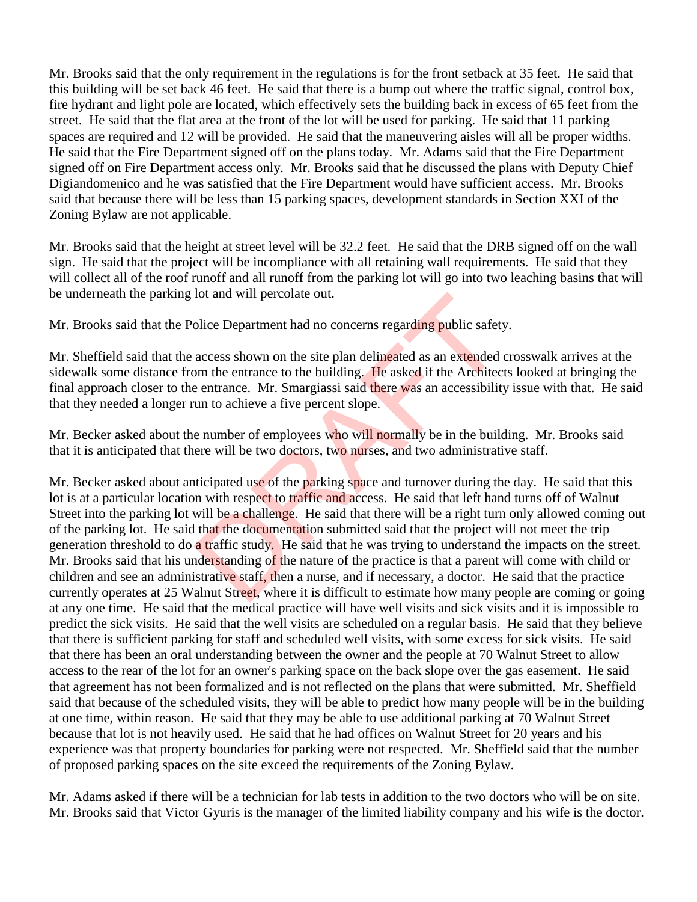Mr. Brooks said that the only requirement in the regulations is for the front setback at 35 feet. He said that this building will be set back 46 feet. He said that there is a bump out where the traffic signal, control box, fire hydrant and light pole are located, which effectively sets the building back in excess of 65 feet from the street. He said that the flat area at the front of the lot will be used for parking. He said that 11 parking spaces are required and 12 will be provided. He said that the maneuvering aisles will all be proper widths. He said that the Fire Department signed off on the plans today. Mr. Adams said that the Fire Department signed off on Fire Department access only. Mr. Brooks said that he discussed the plans with Deputy Chief Digiandomenico and he was satisfied that the Fire Department would have sufficient access. Mr. Brooks said that because there will be less than 15 parking spaces, development standards in Section XXI of the Zoning Bylaw are not applicable.

Mr. Brooks said that the height at street level will be 32.2 feet. He said that the DRB signed off on the wall sign. He said that the project will be incompliance with all retaining wall requirements. He said that they will collect all of the roof runoff and all runoff from the parking lot will go into two leaching basins that will be underneath the parking lot and will percolate out.

Mr. Brooks said that the Police Department had no concerns regarding public safety.

Mr. Sheffield said that the access shown on the site plan delineated as an extended crosswalk arrives at the sidewalk some distance from the entrance to the building. He asked if the Architects looked at bringing the final approach closer to the entrance. Mr. Smargiassi said there was an accessibility issue with that. He said that they needed a longer run to achieve a five percent slope.

Mr. Becker asked about the number of employees who will normally be in the building. Mr. Brooks said that it is anticipated that there will be two doctors, two nurses, and two administrative staff.

Mr. Becker asked about anticipated use of the parking space and turnover during the day. He said that this lot is at a particular location with respect to traffic and access. He said that left hand turns off of Walnut Street into the parking lot will be a challenge. He said that there will be a right turn only allowed coming out of the parking lot. He said that the documentation submitted said that the project will not meet the trip generation threshold to do a traffic study. He said that he was trying to understand the impacts on the street. Mr. Brooks said that his understanding of the nature of the practice is that a parent will come with child or children and see an administrative staff, then a nurse, and if necessary, a doctor. He said that the practice currently operates at 25 Walnut Street, where it is difficult to estimate how many people are coming or going at any one time. He said that the medical practice will have well visits and sick visits and it is impossible to predict the sick visits. He said that the well visits are scheduled on a regular basis. He said that they believe that there is sufficient parking for staff and scheduled well visits, with some excess for sick visits. He said that there has been an oral understanding between the owner and the people at 70 Walnut Street to allow access to the rear of the lot for an owner's parking space on the back slope over the gas easement. He said that agreement has not been formalized and is not reflected on the plans that were submitted. Mr. Sheffield said that because of the scheduled visits, they will be able to predict how many people will be in the building at one time, within reason. He said that they may be able to use additional parking at 70 Walnut Street because that lot is not heavily used. He said that he had offices on Walnut Street for 20 years and his experience was that property boundaries for parking were not respected. Mr. Sheffield said that the number of proposed parking spaces on the site exceed the requirements of the Zoning Bylaw.

Mr. Adams asked if there will be a technician for lab tests in addition to the two doctors who will be on site. Mr. Brooks said that Victor Gyuris is the manager of the limited liability company and his wife is the doctor.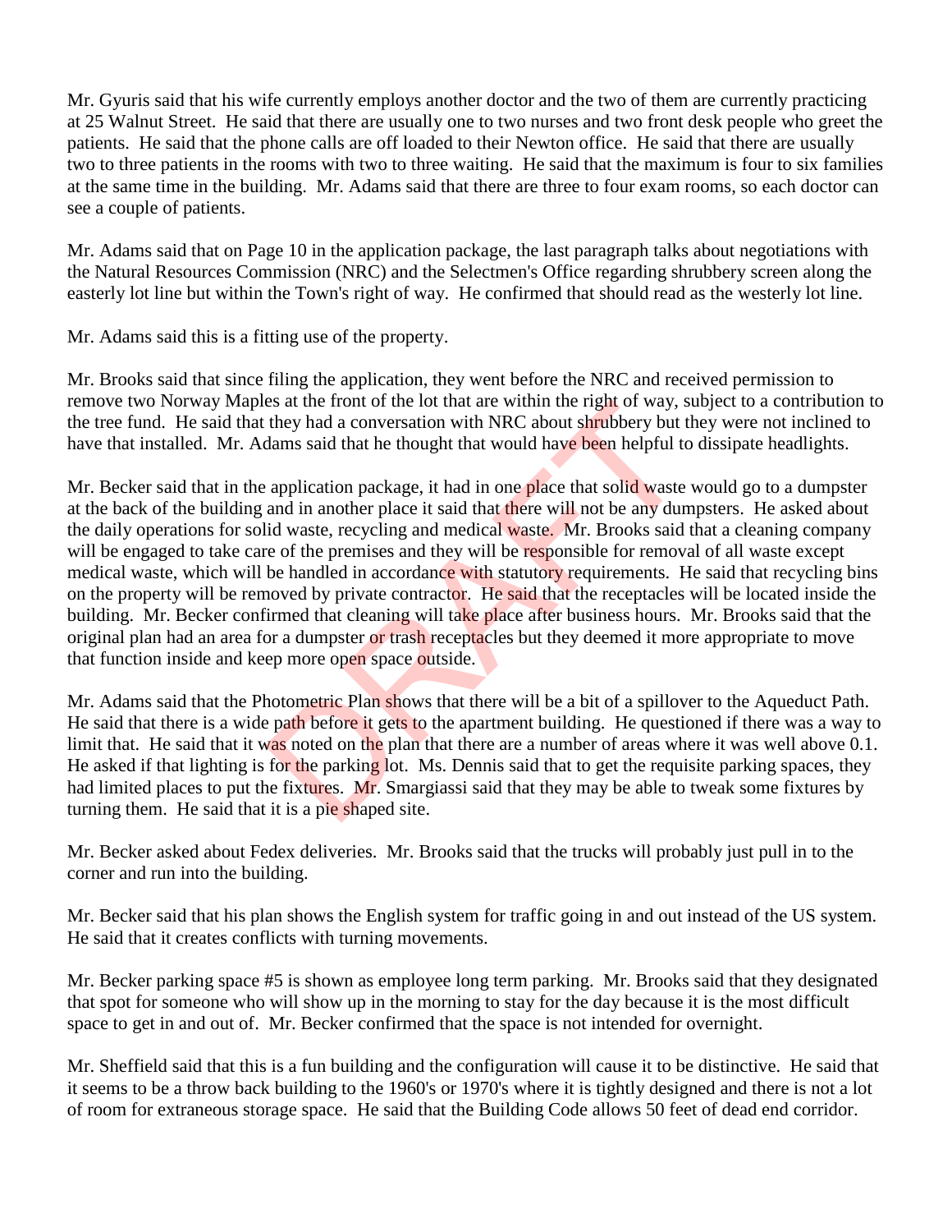Mr. Gyuris said that his wife currently employs another doctor and the two of them are currently practicing at 25 Walnut Street. He said that there are usually one to two nurses and two front desk people who greet the patients. He said that the phone calls are off loaded to their Newton office. He said that there are usually two to three patients in the rooms with two to three waiting. He said that the maximum is four to six families at the same time in the building. Mr. Adams said that there are three to four exam rooms, so each doctor can see a couple of patients.

Mr. Adams said that on Page 10 in the application package, the last paragraph talks about negotiations with the Natural Resources Commission (NRC) and the Selectmen's Office regarding shrubbery screen along the easterly lot line but within the Town's right of way. He confirmed that should read as the westerly lot line.

Mr. Adams said this is a fitting use of the property.

Mr. Brooks said that since filing the application, they went before the NRC and received permission to remove two Norway Maples at the front of the lot that are within the right of way, subject to a contribution to the tree fund. He said that they had a conversation with NRC about shrubbery but they were not inclined to have that installed. Mr. Adams said that he thought that would have been helpful to dissipate headlights.

Mr. Becker said that in the application package, it had in one place that solid waste would go to a dumpster at the back of the building and in another place it said that there will not be any dumpsters. He asked about the daily operations for solid waste, recycling and medical waste. Mr. Brooks said that a cleaning company will be engaged to take care of the premises and they will be responsible for removal of all waste except medical waste, which will be handled in accordance with statutory requirements. He said that recycling bins on the property will be removed by private contractor. He said that the receptacles will be located inside the building. Mr. Becker confirmed that cleaning will take place after business hours. Mr. Brooks said that the original plan had an area for a dumpster or trash receptacles but they deemed it more appropriate to move that function inside and keep more open space outside.

Mr. Adams said that the Photometric Plan shows that there will be a bit of a spillover to the Aqueduct Path. He said that there is a wide path before it gets to the apartment building. He questioned if there was a way to limit that. He said that it was noted on the plan that there are a number of areas where it was well above 0.1. He asked if that lighting is for the parking lot. Ms. Dennis said that to get the requisite parking spaces, they had limited places to put the fixtures. Mr. Smargiassi said that they may be able to tweak some fixtures by turning them. He said that it is a pie shaped site.

Mr. Becker asked about Fedex deliveries. Mr. Brooks said that the trucks will probably just pull in to the corner and run into the building.

Mr. Becker said that his plan shows the English system for traffic going in and out instead of the US system. He said that it creates conflicts with turning movements.

Mr. Becker parking space #5 is shown as employee long term parking. Mr. Brooks said that they designated that spot for someone who will show up in the morning to stay for the day because it is the most difficult space to get in and out of. Mr. Becker confirmed that the space is not intended for overnight.

Mr. Sheffield said that this is a fun building and the configuration will cause it to be distinctive. He said that it seems to be a throw back building to the 1960's or 1970's where it is tightly designed and there is not a lot of room for extraneous storage space. He said that the Building Code allows 50 feet of dead end corridor.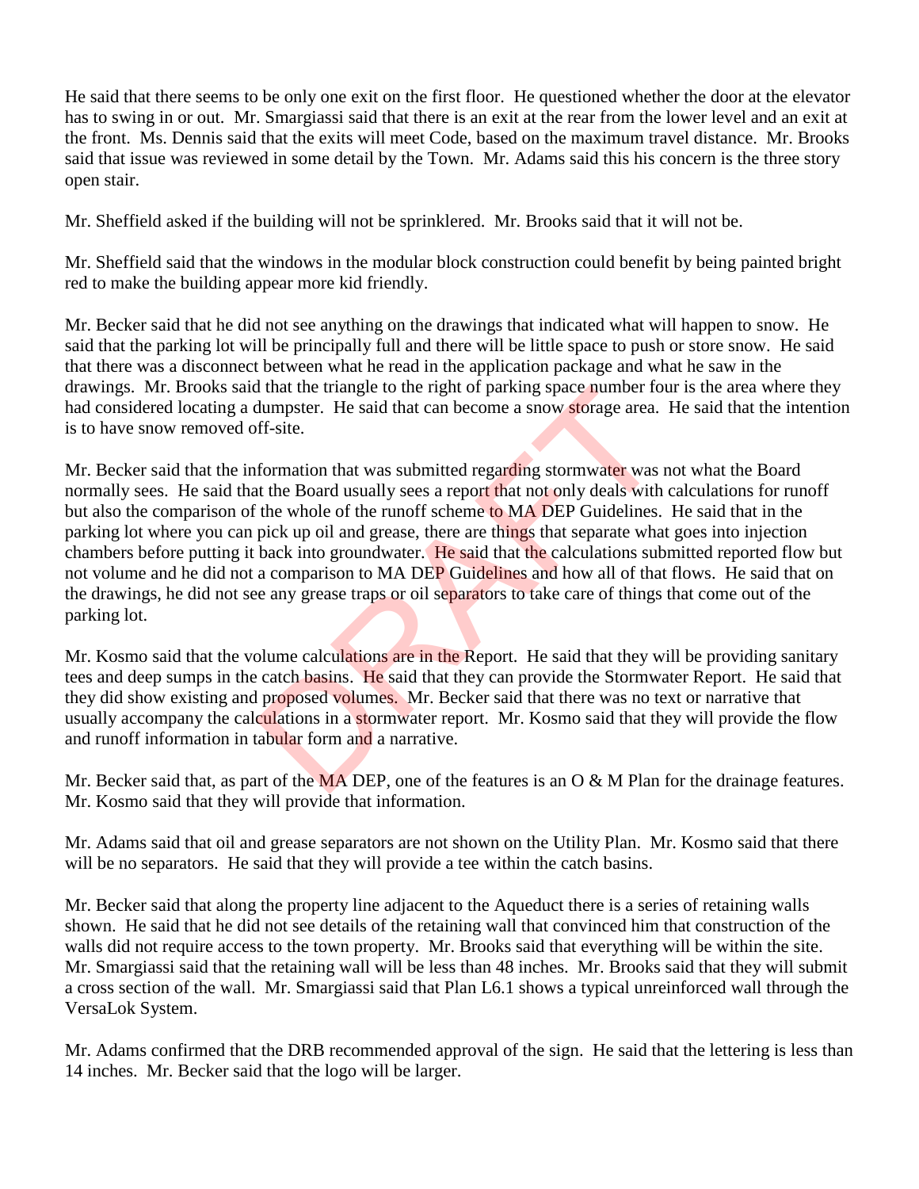He said that there seems to be only one exit on the first floor. He questioned whether the door at the elevator has to swing in or out. Mr. Smargiassi said that there is an exit at the rear from the lower level and an exit at the front. Ms. Dennis said that the exits will meet Code, based on the maximum travel distance. Mr. Brooks said that issue was reviewed in some detail by the Town. Mr. Adams said this his concern is the three story open stair.

Mr. Sheffield asked if the building will not be sprinklered. Mr. Brooks said that it will not be.

Mr. Sheffield said that the windows in the modular block construction could benefit by being painted bright red to make the building appear more kid friendly.

Mr. Becker said that he did not see anything on the drawings that indicated what will happen to snow. He said that the parking lot will be principally full and there will be little space to push or store snow. He said that there was a disconnect between what he read in the application package and what he saw in the drawings. Mr. Brooks said that the triangle to the right of parking space number four is the area where they had considered locating a dumpster. He said that can become a snow storage area. He said that the intention is to have snow removed off-site.

Mr. Becker said that the information that was submitted regarding stormwater was not what the Board normally sees. He said that the Board usually sees a report that not only deals with calculations for runoff but also the comparison of the whole of the runoff scheme to MA DEP Guidelines. He said that in the parking lot where you can pick up oil and grease, there are things that separate what goes into injection chambers before putting it back into groundwater. He said that the calculations submitted reported flow but not volume and he did not a comparison to MA DEP Guidelines and how all of that flows. He said that on the drawings, he did not see any grease traps or oil separators to take care of things that come out of the parking lot.

Mr. Kosmo said that the volume calculations are in the Report. He said that they will be providing sanitary tees and deep sumps in the catch basins. He said that they can provide the Stormwater Report. He said that they did show existing and proposed volumes. Mr. Becker said that there was no text or narrative that usually accompany the calculations in a stormwater report. Mr. Kosmo said that they will provide the flow and runoff information in tabular form and a narrative.

Mr. Becker said that, as part of the MA DEP, one of the features is an O & M Plan for the drainage features. Mr. Kosmo said that they will provide that information.

Mr. Adams said that oil and grease separators are not shown on the Utility Plan. Mr. Kosmo said that there will be no separators. He said that they will provide a tee within the catch basins.

Mr. Becker said that along the property line adjacent to the Aqueduct there is a series of retaining walls shown. He said that he did not see details of the retaining wall that convinced him that construction of the walls did not require access to the town property. Mr. Brooks said that everything will be within the site. Mr. Smargiassi said that the retaining wall will be less than 48 inches. Mr. Brooks said that they will submit a cross section of the wall. Mr. Smargiassi said that Plan L6.1 shows a typical unreinforced wall through the VersaLok System.

Mr. Adams confirmed that the DRB recommended approval of the sign. He said that the lettering is less than 14 inches. Mr. Becker said that the logo will be larger.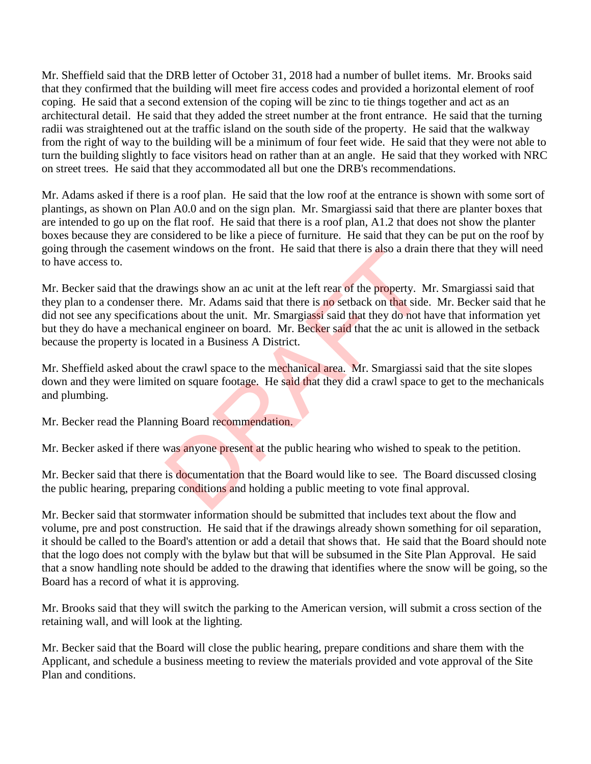Mr. Sheffield said that the DRB letter of October 31, 2018 had a number of bullet items. Mr. Brooks said that they confirmed that the building will meet fire access codes and provided a horizontal element of roof coping. He said that a second extension of the coping will be zinc to tie things together and act as an architectural detail. He said that they added the street number at the front entrance. He said that the turning radii was straightened out at the traffic island on the south side of the property. He said that the walkway from the right of way to the building will be a minimum of four feet wide. He said that they were not able to turn the building slightly to face visitors head on rather than at an angle. He said that they worked with NRC on street trees. He said that they accommodated all but one the DRB's recommendations.

Mr. Adams asked if there is a roof plan. He said that the low roof at the entrance is shown with some sort of plantings, as shown on Plan A0.0 and on the sign plan. Mr. Smargiassi said that there are planter boxes that are intended to go up on the flat roof. He said that there is a roof plan, A1.2 that does not show the planter boxes because they are considered to be like a piece of furniture. He said that they can be put on the roof by going through the casement windows on the front. He said that there is also a drain there that they will need to have access to.

Mr. Becker said that the drawings show an ac unit at the left rear of the property. Mr. Smargiassi said that they plan to a condenser there. Mr. Adams said that there is no setback on that side. Mr. Becker said that he did not see any specifications about the unit. Mr. Smargiassi said that they do not have that information yet but they do have a mechanical engineer on board. Mr. Becker said that the ac unit is allowed in the setback because the property is located in a Business A District.

Mr. Sheffield asked about the crawl space to the mechanical area. Mr. Smargiassi said that the site slopes down and they were limited on square footage. He said that they did a crawl space to get to the mechanicals and plumbing.

Mr. Becker read the Planning Board recommendation.

Mr. Becker asked if there was anyone present at the public hearing who wished to speak to the petition.

Mr. Becker said that there is documentation that the Board would like to see. The Board discussed closing the public hearing, preparing conditions and holding a public meeting to vote final approval.

Mr. Becker said that stormwater information should be submitted that includes text about the flow and volume, pre and post construction. He said that if the drawings already shown something for oil separation, it should be called to the Board's attention or add a detail that shows that. He said that the Board should note that the logo does not comply with the bylaw but that will be subsumed in the Site Plan Approval. He said that a snow handling note should be added to the drawing that identifies where the snow will be going, so the Board has a record of what it is approving.

Mr. Brooks said that they will switch the parking to the American version, will submit a cross section of the retaining wall, and will look at the lighting.

Mr. Becker said that the Board will close the public hearing, prepare conditions and share them with the Applicant, and schedule a business meeting to review the materials provided and vote approval of the Site Plan and conditions.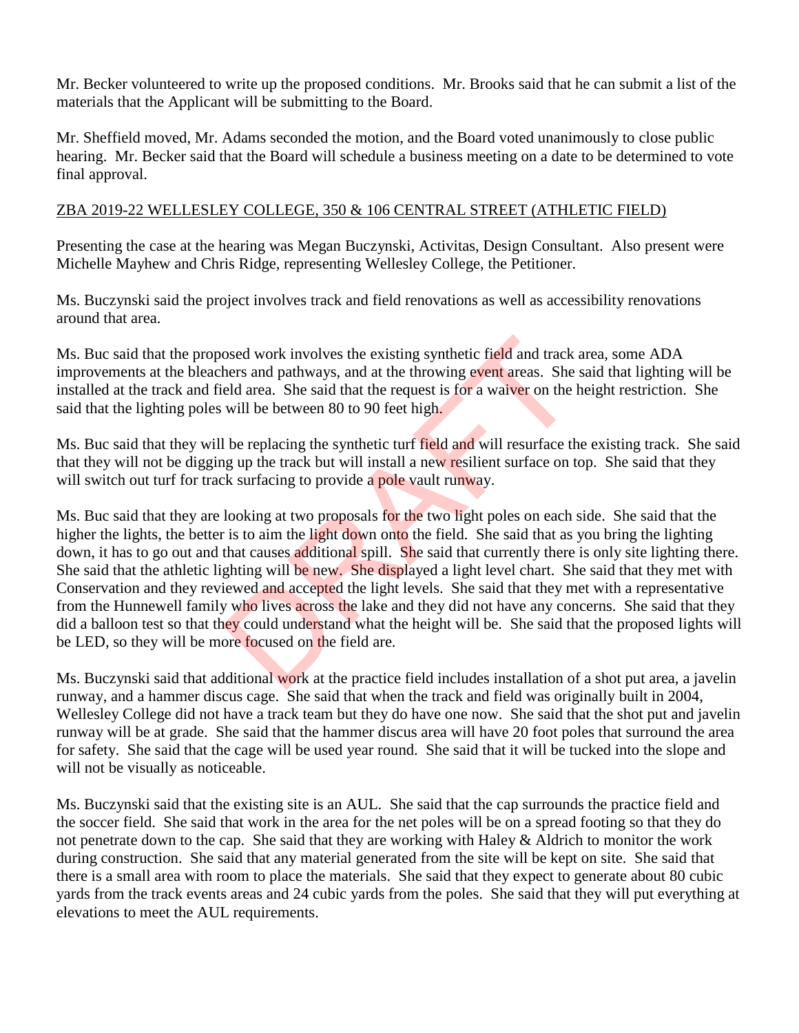Mr. Becker volunteered to write up the proposed conditions. Mr. Brooks said that he can submit a list of the materials that the Applicant will be submitting to the Board.

Mr. Sheffield moved, Mr. Adams seconded the motion, and the Board voted unanimously to close public hearing. Mr. Becker said that the Board will schedule a business meeting on a date to be determined to vote final approval.

ZBA 2019-22 WELLESLEY COLLEGE, 350 & 106 CENTRAL STREET (ATHLETIC FIELD)

Presenting the case at the hearing was Megan Buczynski, Activitas, Design Consultant. Also present were Michelle Mayhew and Chris Ridge, representing Wellesley College, the Petitioner.

Ms. Buczynski said the project involves track and field renovations as well as accessibility renovations around that area.

Ms. Buc said that the proposed work involves the existing synthetic field and track area, some ADA improvements at the bleachers and pathways, and at the throwing event areas. She said that lighting will be installed at the track and field area. She said that the request is for a waiver on the height restriction. She said that the lighting poles will be between 80 to 90 feet high.

Ms. Buc said that they will be replacing the synthetic turf field and will resurface the existing track. She said that they will not be digging up the track but will install a new resilient surface on top. She said that they will switch out turf for track surfacing to provide a pole vault runway.

Ms. Buc said that they are looking at two proposals for the two light poles on each side. She said that the higher the lights, the better is to aim the light down onto the field. She said that as you bring the lighting down, it has to go out and that causes additional spill. She said that currently there is only site lighting there. She said that the athletic lighting will be new. She displayed a light level chart. She said that they met with Conservation and they reviewed and accepted the light levels. She said that they met with a representative from the Hunnewell family who lives across the lake and they did not have any concerns. She said that they did a balloon test so that they could understand what the height will be. She said that the proposed lights will be LED, so they will be more focused on the field are.

Ms. Buczynski said that additional work at the practice field includes installation of a shot put area, a javelin runway, and a hammer discus cage. She said that when the track and field was originally built in 2004, Wellesley College did not have a track team but they do have one now. She said that the shot put and javelin runway will be at grade. She said that the hammer discus area will have 20 foot poles that surround the area for safety. She said that the cage will be used year round. She said that it will be tucked into the slope and will not be visually as noticeable.

Ms. Buczynski said that the existing site is an AUL. She said that the cap surrounds the practice field and the soccer field. She said that work in the area for the net poles will be on a spread footing so that they do not penetrate down to the cap. She said that they are working with Haley & Aldrich to monitor the work during construction. She said that any material generated from the site will be kept on site. She said that there is a small area with room to place the materials. She said that they expect to generate about 80 cubic yards from the track events areas and 24 cubic yards from the poles. She said that they will put everything at elevations to meet the AUL requirements.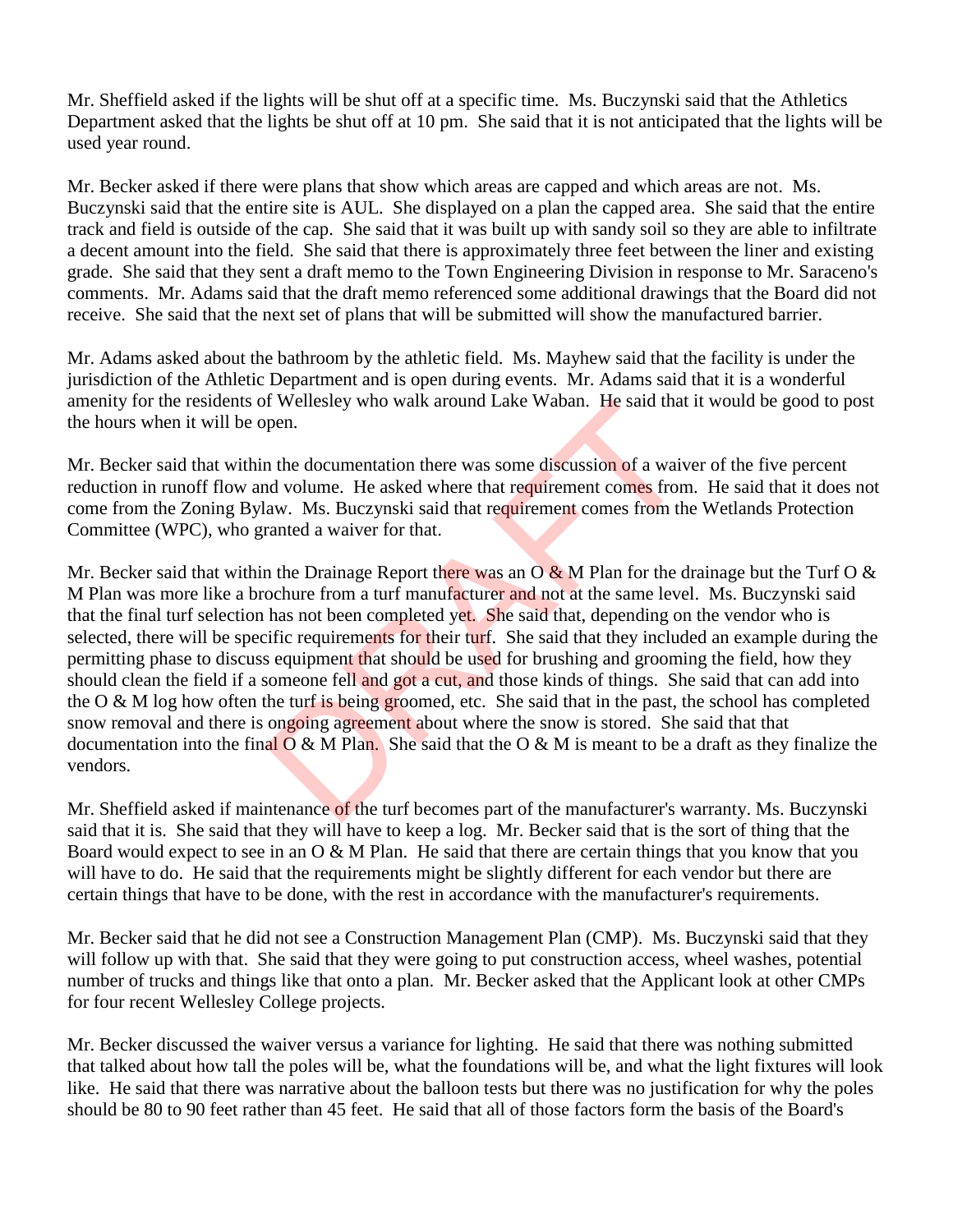Mr. Sheffield asked if the lights will be shut off at a specific time. Ms. Buczynski said that the Athletics Department asked that the lights be shut off at 10 pm. She said that it is not anticipated that the lights will be used year round.

Mr. Becker asked if there were plans that show which areas are capped and which areas are not. Ms. Buczynski said that the entire site is AUL. She displayed on a plan the capped area. She said that the entire track and field is outside of the cap. She said that it was built up with sandy soil so they are able to infiltrate a decent amount into the field. She said that there is approximately three feet between the liner and existing grade. She said that they sent a draft memo to the Town Engineering Division in response to Mr. Saraceno's comments. Mr. Adams said that the draft memo referenced some additional drawings that the Board did not receive. She said that the next set of plans that will be submitted will show the manufactured barrier.

Mr. Adams asked about the bathroom by the athletic field. Ms. Mayhew said that the facility is under the jurisdiction of the Athletic Department and is open during events. Mr. Adams said that it is a wonderful amenity for the residents of Wellesley who walk around Lake Waban. He said that it would be good to post the hours when it will be open.

Mr. Becker said that within the documentation there was some discussion of a waiver of the five percent reduction in runoff flow and volume. He asked where that requirement comes from. He said that it does not come from the Zoning Bylaw. Ms. Buczynski said that requirement comes from the Wetlands Protection Committee (WPC), who granted a waiver for that.

Mr. Becker said that within the Drainage Report there was an O & M Plan for the drainage but the Turf O & M Plan was more like a brochure from a turf manufacturer and not at the same level. Ms. Buczynski said that the final turf selection has not been completed yet. She said that, depending on the vendor who is selected, there will be specific requirements for their turf. She said that they included an example during the permitting phase to discuss equipment that should be used for brushing and grooming the field, how they should clean the field if a someone fell and got a cut, and those kinds of things. She said that can add into the O & M log how often the turf is being groomed, etc. She said that in the past, the school has completed snow removal and there is ongoing agreement about where the snow is stored. She said that that documentation into the final O & M Plan. She said that the O & M is meant to be a draft as they finalize the vendors.

Mr. Sheffield asked if maintenance of the turf becomes part of the manufacturer's warranty. Ms. Buczynski said that it is. She said that they will have to keep a log. Mr. Becker said that is the sort of thing that the Board would expect to see in an O & M Plan. He said that there are certain things that you know that you will have to do. He said that the requirements might be slightly different for each vendor but there are certain things that have to be done, with the rest in accordance with the manufacturer's requirements.

Mr. Becker said that he did not see a Construction Management Plan (CMP). Ms. Buczynski said that they will follow up with that. She said that they were going to put construction access, wheel washes, potential number of trucks and things like that onto a plan. Mr. Becker asked that the Applicant look at other CMPs for four recent Wellesley College projects.

Mr. Becker discussed the waiver versus a variance for lighting. He said that there was nothing submitted that talked about how tall the poles will be, what the foundations will be, and what the light fixtures will look like. He said that there was narrative about the balloon tests but there was no justification for why the poles should be 80 to 90 feet rather than 45 feet. He said that all of those factors form the basis of the Board's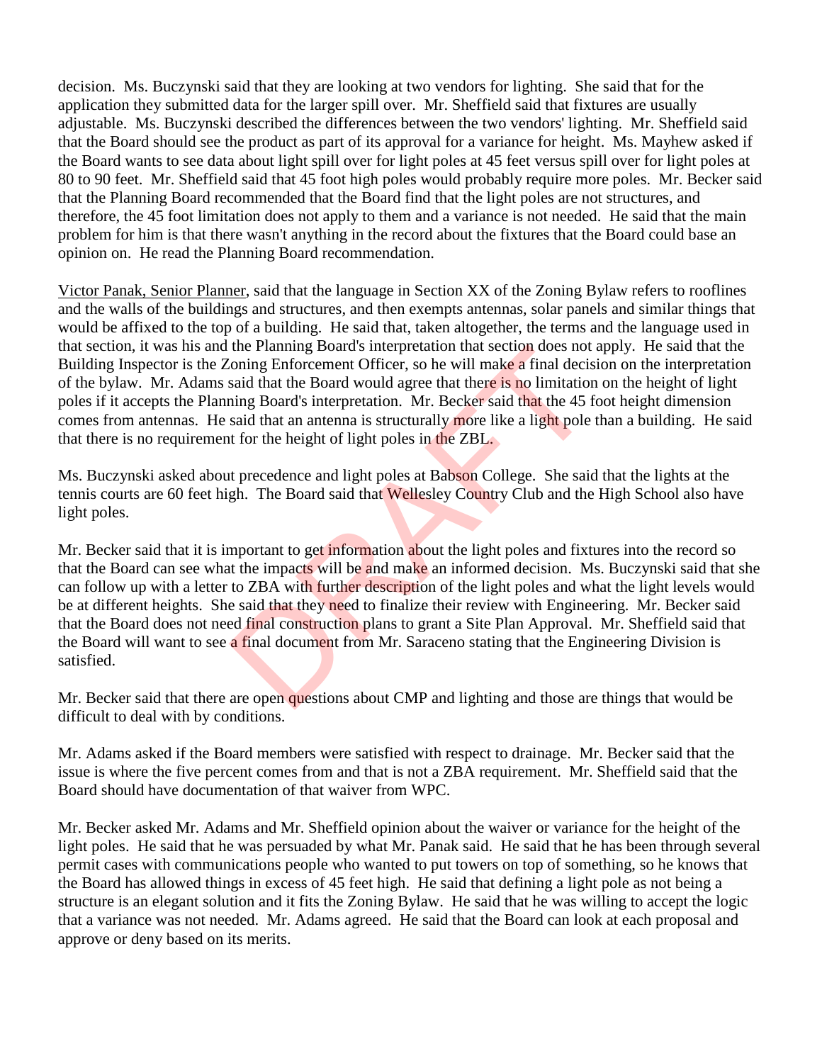decision. Ms. Buczynski said that they are looking at two vendors for lighting. She said that for the application they submitted data for the larger spill over. Mr. Sheffield said that fixtures are usually adjustable. Ms. Buczynski described the differences between the two vendors' lighting. Mr. Sheffield said that the Board should see the product as part of its approval for a variance for height. Ms. Mayhew asked if the Board wants to see data about light spill over for light poles at 45 feet versus spill over for light poles at 80 to 90 feet. Mr. Sheffield said that 45 foot high poles would probably require more poles. Mr. Becker said that the Planning Board recommended that the Board find that the light poles are not structures, and therefore, the 45 foot limitation does not apply to them and a variance is not needed. He said that the main problem for him is that there wasn't anything in the record about the fixtures that the Board could base an opinion on. He read the Planning Board recommendation.

Victor Panak, Senior Planner, said that the language in Section XX of the Zoning Bylaw refers to rooflines and the walls of the buildings and structures, and then exempts antennas, solar panels and similar things that would be affixed to the top of a building. He said that, taken altogether, the terms and the language used in that section, it was his and the Planning Board's interpretation that section does not apply. He said that the Building Inspector is the Zoning Enforcement Officer, so he will make a final decision on the interpretation of the bylaw. Mr. Adams said that the Board would agree that there is no limitation on the height of light poles if it accepts the Planning Board's interpretation. Mr. Becker said that the 45 foot height dimension comes from antennas. He said that an antenna is structurally more like a light pole than a building. He said that there is no requirement for the height of light poles in the ZBL.

Ms. Buczynski asked about precedence and light poles at Babson College. She said that the lights at the tennis courts are 60 feet high. The Board said that Wellesley Country Club and the High School also have light poles.

Mr. Becker said that it is important to get information about the light poles and fixtures into the record so that the Board can see what the impacts will be and make an informed decision. Ms. Buczynski said that she can follow up with a letter to ZBA with further description of the light poles and what the light levels would be at different heights. She said that they need to finalize their review with Engineering. Mr. Becker said that the Board does not need final construction plans to grant a Site Plan Approval. Mr. Sheffield said that the Board will want to see a final document from Mr. Saraceno stating that the Engineering Division is satisfied.

Mr. Becker said that there are open questions about CMP and lighting and those are things that would be difficult to deal with by conditions.

Mr. Adams asked if the Board members were satisfied with respect to drainage. Mr. Becker said that the issue is where the five percent comes from and that is not a ZBA requirement. Mr. Sheffield said that the Board should have documentation of that waiver from WPC.

Mr. Becker asked Mr. Adams and Mr. Sheffield opinion about the waiver or variance for the height of the light poles. He said that he was persuaded by what Mr. Panak said. He said that he has been through several permit cases with communications people who wanted to put towers on top of something, so he knows that the Board has allowed things in excess of 45 feet high. He said that defining a light pole as not being a structure is an elegant solution and it fits the Zoning Bylaw. He said that he was willing to accept the logic that a variance was not needed. Mr. Adams agreed. He said that the Board can look at each proposal and approve or deny based on its merits.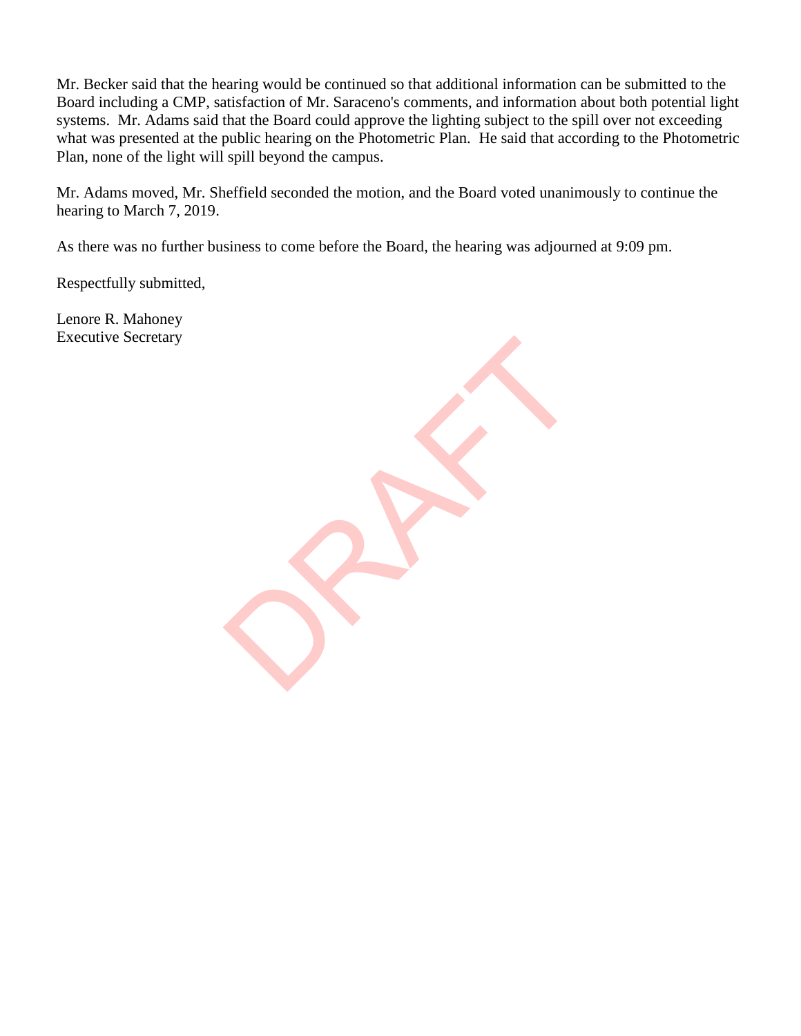Mr. Becker said that the hearing would be continued so that additional information can be submitted to the Board including a CMP, satisfaction of Mr. Saraceno's comments, and information about both potential light systems. Mr. Adams said that the Board could approve the lighting subject to the spill over not exceeding what was presented at the public hearing on the Photometric Plan. He said that according to the Photometric Plan, none of the light will spill beyond the campus.

Mr. Adams moved, Mr. Sheffield seconded the motion, and the Board voted unanimously to continue the hearing to March 7, 2019.

As there was no further business to come before the Board, the hearing was adjourned at 9:09 pm.

Respectfully submitted,

Lenore R. Mahoney
Executive Secretary

DRAFT